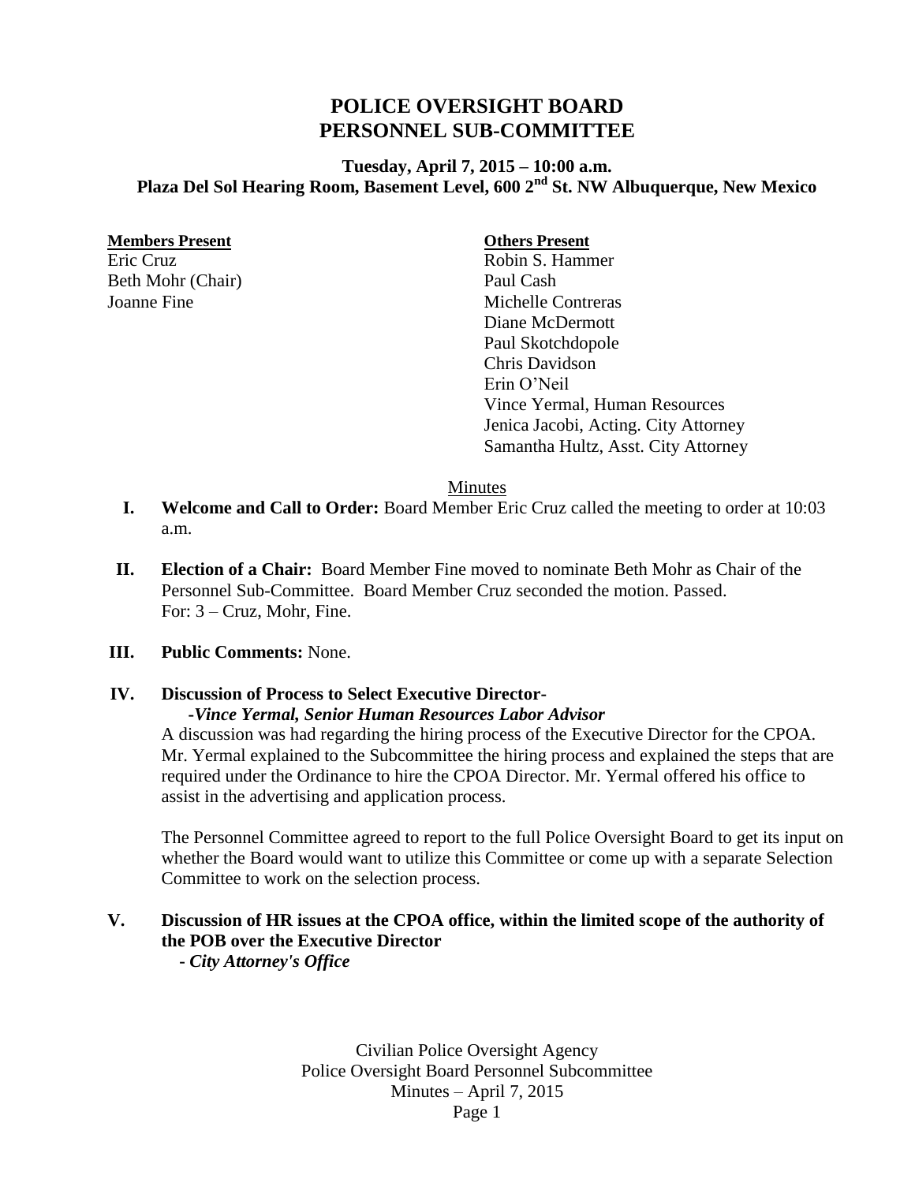# POLICE OVERSIGHT BOARD
# PERSONNEL SUB-COMMITTEE

**Tuesday, April 7, 2015 – 10:00 a.m.**
**Plaza Del Sol Hearing Room, Basement Level, 600 2nd St. NW Albuquerque, New Mexico**

| **Members Present** | **Others Present** |
|---|---|
| Eric Cruz | Robin S. Hammer |
| Beth Mohr (Chair) | Paul Cash |
| Joanne Fine | Michelle Contreras |
| | Diane McDermott |
| | Paul Skotchdopole |
| | Chris Davidson |
| | Erin O'Neil |
| | Vince Yermal, Human Resources |
| | Jenica Jacobi, Acting. City Attorney |
| | Samantha Hultz, Asst. City Attorney |

Minutes

**I. Welcome and Call to Order:** Board Member Eric Cruz called the meeting to order at 10:03 a.m.

**II. Election of a Chair:** Board Member Fine moved to nominate Beth Mohr as Chair of the Personnel Sub-Committee. Board Member Cruz seconded the motion. Passed.
For: 3 – Cruz, Mohr, Fine.

**III. Public Comments:** None.

**IV. Discussion of Process to Select Executive Director-**
***-Vince Yermal, Senior Human Resources Labor Advisor***

A discussion was had regarding the hiring process of the Executive Director for the CPOA. Mr. Yermal explained to the Subcommittee the hiring process and explained the steps that are required under the Ordinance to hire the CPOA Director. Mr. Yermal offered his office to assist in the advertising and application process.

The Personnel Committee agreed to report to the full Police Oversight Board to get its input on whether the Board would want to utilize this Committee or come up with a separate Selection Committee to work on the selection process.

**V. Discussion of HR issues at the CPOA office, within the limited scope of the authority of the POB over the Executive Director**
***- City Attorney's Office***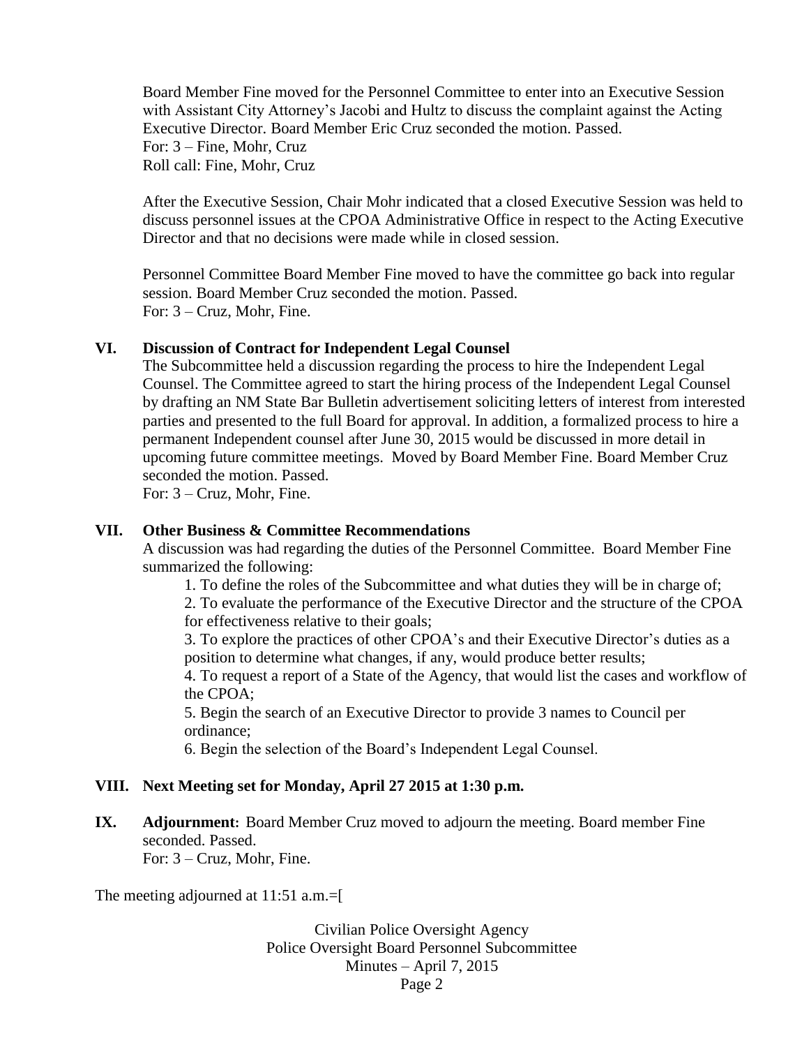Board Member Fine moved for the Personnel Committee to enter into an Executive Session with Assistant City Attorney's Jacobi and Hultz to discuss the complaint against the Acting Executive Director. Board Member Eric Cruz seconded the motion. Passed.
For: 3 – Fine, Mohr, Cruz
Roll call: Fine, Mohr, Cruz

After the Executive Session, Chair Mohr indicated that a closed Executive Session was held to discuss personnel issues at the CPOA Administrative Office in respect to the Acting Executive Director and that no decisions were made while in closed session.

Personnel Committee Board Member Fine moved to have the committee go back into regular session. Board Member Cruz seconded the motion. Passed.
For: 3 – Cruz, Mohr, Fine.

**VI. Discussion of Contract for Independent Legal Counsel**

The Subcommittee held a discussion regarding the process to hire the Independent Legal Counsel. The Committee agreed to start the hiring process of the Independent Legal Counsel by drafting an NM State Bar Bulletin advertisement soliciting letters of interest from interested parties and presented to the full Board for approval. In addition, a formalized process to hire a permanent Independent counsel after June 30, 2015 would be discussed in more detail in upcoming future committee meetings. Moved by Board Member Fine. Board Member Cruz seconded the motion. Passed.
For: 3 – Cruz, Mohr, Fine.

**VII. Other Business & Committee Recommendations**

A discussion was had regarding the duties of the Personnel Committee. Board Member Fine summarized the following:

1. To define the roles of the Subcommittee and what duties they will be in charge of;
2. To evaluate the performance of the Executive Director and the structure of the CPOA for effectiveness relative to their goals;
3. To explore the practices of other CPOA's and their Executive Director's duties as a position to determine what changes, if any, would produce better results;
4. To request a report of a State of the Agency, that would list the cases and workflow of the CPOA;
5. Begin the search of an Executive Director to provide 3 names to Council per ordinance;
6. Begin the selection of the Board's Independent Legal Counsel.

**VIII. Next Meeting set for Monday, April 27 2015 at 1:30 p.m.**

**IX. Adjournment:** Board Member Cruz moved to adjourn the meeting. Board member Fine seconded. Passed.
For: 3 – Cruz, Mohr, Fine.

The meeting adjourned at 11:51 a.m.=[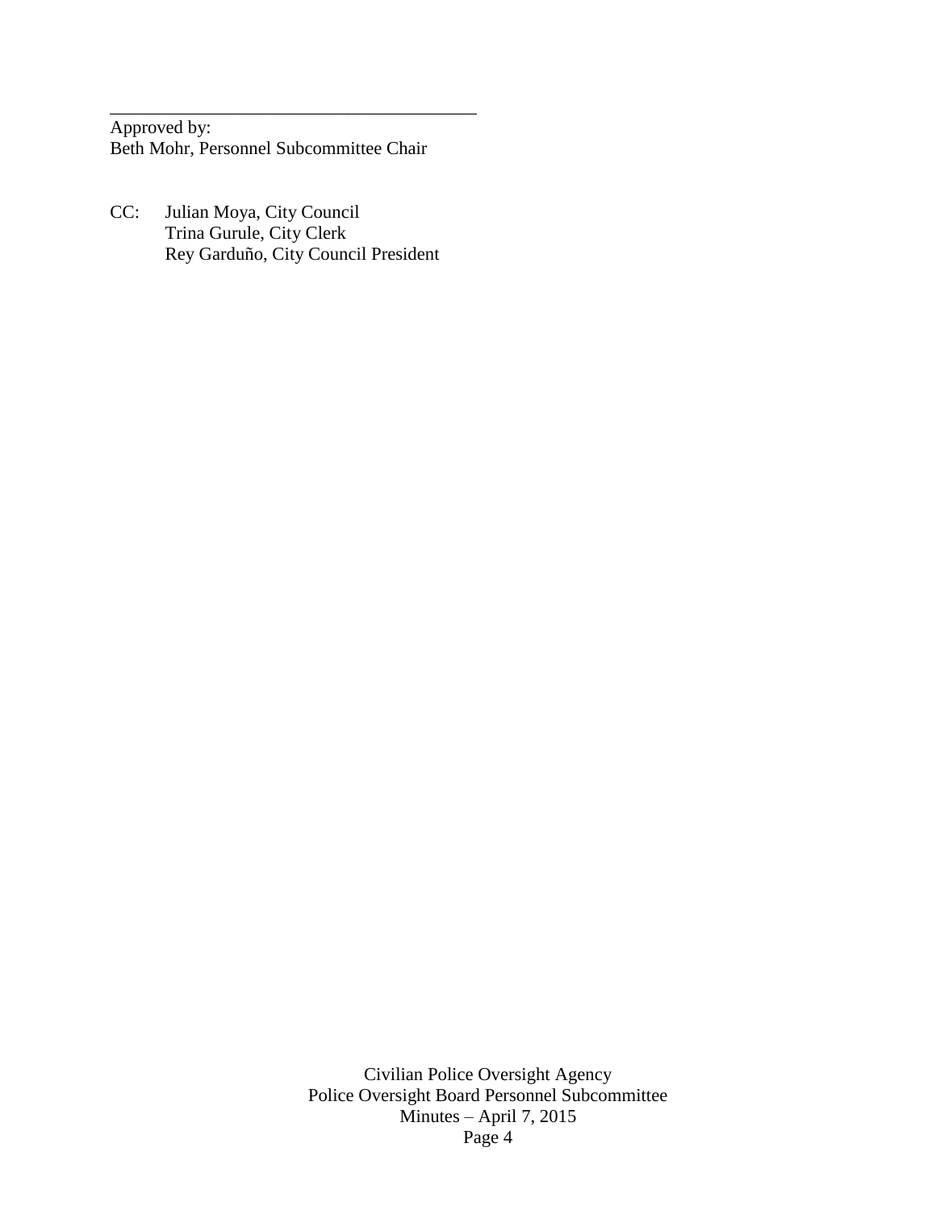\_\_\_\_\_\_\_\_\_\_\_\_\_\_\_\_\_\_\_\_\_\_\_\_\_\_\_\_\_\_\_\_\_\_\_\_\_\_\_\_

Approved by:
Beth Mohr, Personnel Subcommittee Chair

CC: Julian Moya, City Council
Trina Gurule, City Clerk
Rey Garduño, City Council President